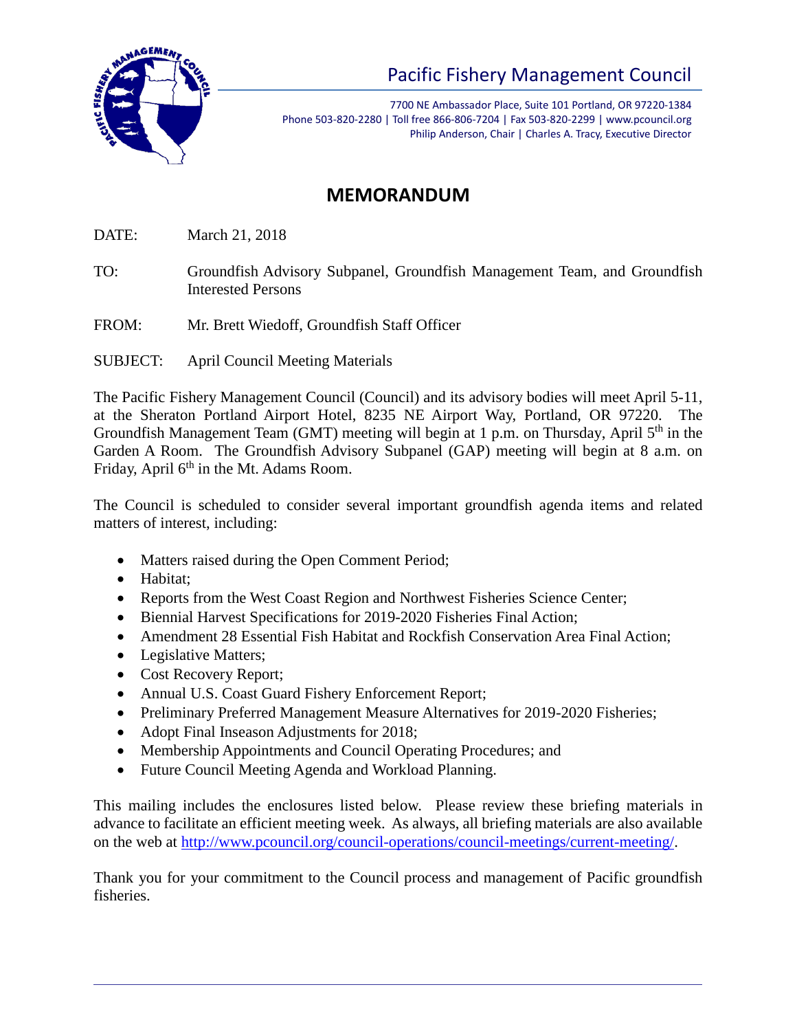# Pacific Fishery Management Council

7700 NE Ambassador Place, Suite 101 Portland, OR 97220-1384
Phone 503-820-2280 | Toll free 866-806-7204 | Fax 503-820-2299 | www.pcouncil.org
Philip Anderson, Chair | Charles A. Tracy, Executive Director

## MEMORANDUM

DATE: March 21, 2018

TO: Groundfish Advisory Subpanel, Groundfish Management Team, and Groundfish Interested Persons

FROM: Mr. Brett Wiedoff, Groundfish Staff Officer

SUBJECT: April Council Meeting Materials

The Pacific Fishery Management Council (Council) and its advisory bodies will meet April 5-11, at the Sheraton Portland Airport Hotel, 8235 NE Airport Way, Portland, OR 97220. The Groundfish Management Team (GMT) meeting will begin at 1 p.m. on Thursday, April 5th in the Garden A Room. The Groundfish Advisory Subpanel (GAP) meeting will begin at 8 a.m. on Friday, April 6th in the Mt. Adams Room.

The Council is scheduled to consider several important groundfish agenda items and related matters of interest, including:

- Matters raised during the Open Comment Period;
- Habitat;
- Reports from the West Coast Region and Northwest Fisheries Science Center;
- Biennial Harvest Specifications for 2019-2020 Fisheries Final Action;
- Amendment 28 Essential Fish Habitat and Rockfish Conservation Area Final Action;
- Legislative Matters;
- Cost Recovery Report;
- Annual U.S. Coast Guard Fishery Enforcement Report;
- Preliminary Preferred Management Measure Alternatives for 2019-2020 Fisheries;
- Adopt Final Inseason Adjustments for 2018;
- Membership Appointments and Council Operating Procedures; and
- Future Council Meeting Agenda and Workload Planning.

This mailing includes the enclosures listed below. Please review these briefing materials in advance to facilitate an efficient meeting week. As always, all briefing materials are also available on the web at http://www.pcouncil.org/council-operations/council-meetings/current-meeting/.

Thank you for your commitment to the Council process and management of Pacific groundfish fisheries.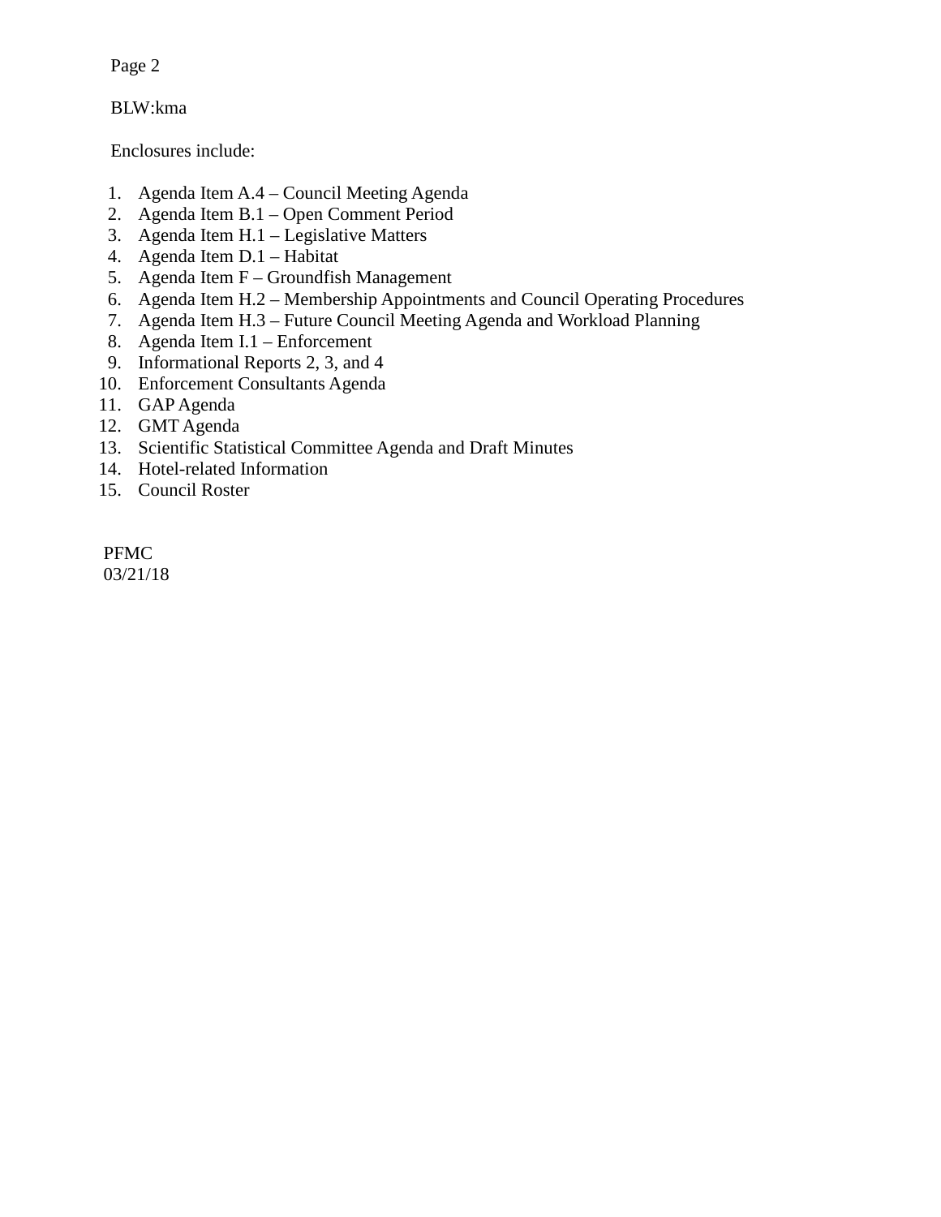BLW:kma

Enclosures include:

1. Agenda Item A.4 – Council Meeting Agenda
2. Agenda Item B.1 – Open Comment Period
3. Agenda Item H.1 – Legislative Matters
4. Agenda Item D.1 – Habitat
5. Agenda Item F – Groundfish Management
6. Agenda Item H.2 – Membership Appointments and Council Operating Procedures
7. Agenda Item H.3 – Future Council Meeting Agenda and Workload Planning
8. Agenda Item I.1 – Enforcement
9. Informational Reports 2, 3, and 4
10. Enforcement Consultants Agenda
11. GAP Agenda
12. GMT Agenda
13. Scientific Statistical Committee Agenda and Draft Minutes
14. Hotel-related Information
15. Council Roster

PFMC
03/21/18